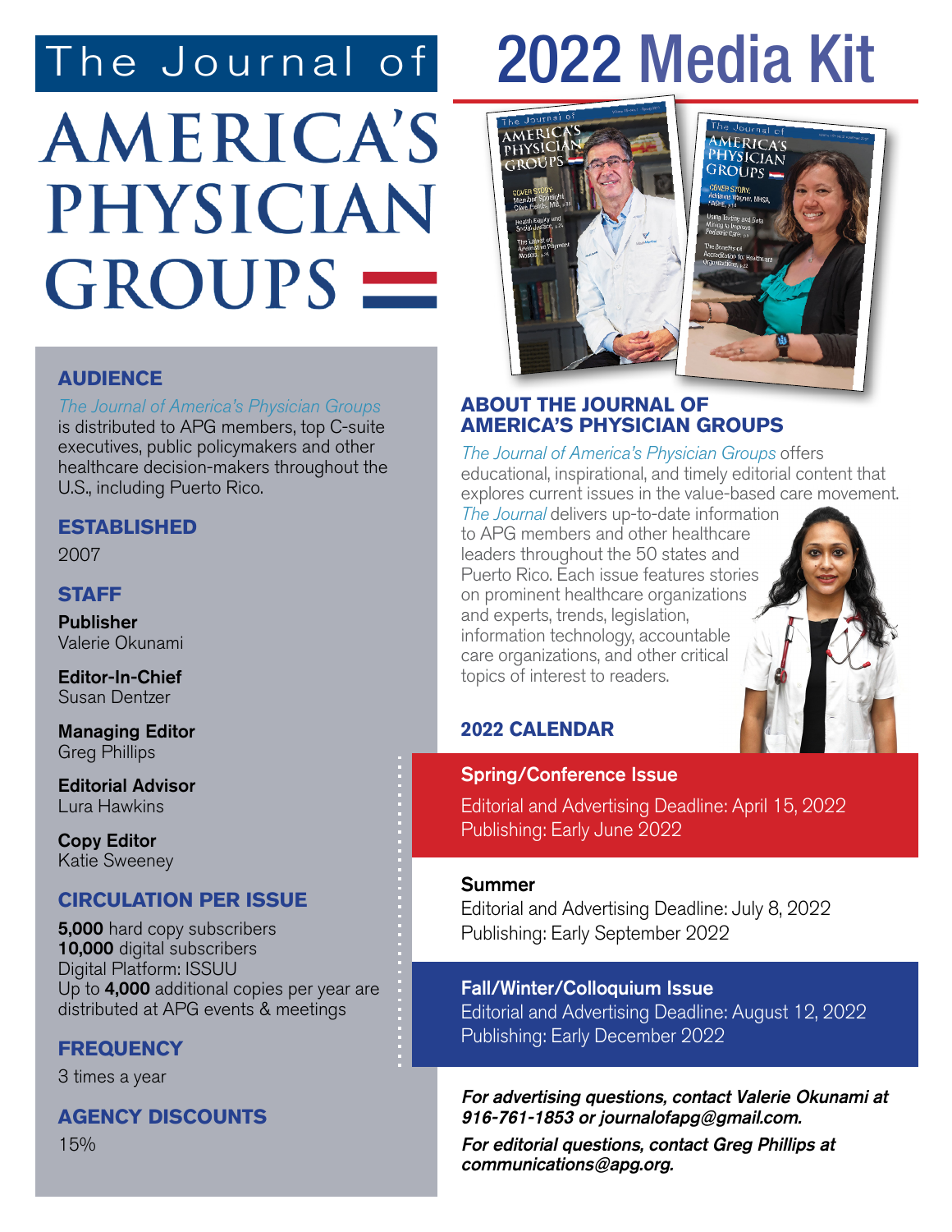# The Journal of AMERICA'S PHYSICIAN GROUPS

# 2022 Media Kit

## AUDIENCE

*The Journal of America's Physician Groups* is distributed to APG members, top C-suite executives, public policymakers and other healthcare decision-makers throughout the U.S., including Puerto Rico.

## ESTABLISHED

2007

## STAFF

**Publisher**
Valerie Okunami

**Editor-In-Chief**
Susan Dentzer

**Managing Editor**
Greg Phillips

**Editorial Advisor**
Lura Hawkins

**Copy Editor**
Katie Sweeney

## CIRCULATION PER ISSUE

**5,000** hard copy subscribers
**10,000** digital subscribers
Digital Platform: ISSUU
Up to **4,000** additional copies per year are distributed at APG events & meetings

## FREQUENCY

3 times a year

## AGENCY DISCOUNTS

15%

## ABOUT THE JOURNAL OF AMERICA'S PHYSICIAN GROUPS

*The Journal of America's Physician Groups* offers educational, inspirational, and timely editorial content that explores current issues in the value-based care movement. *The Journal* delivers up-to-date information to APG members and other healthcare leaders throughout the 50 states and Puerto Rico. Each issue features stories on prominent healthcare organizations and experts, trends, legislation, information technology, accountable care organizations, and other critical topics of interest to readers.

## 2022 CALENDAR

**Spring/Conference Issue**
Editorial and Advertising Deadline: April 15, 2022
Publishing: Early June 2022

**Summer**
Editorial and Advertising Deadline: July 8, 2022
Publishing: Early September 2022

**Fall/Winter/Colloquium Issue**
Editorial and Advertising Deadline: August 12, 2022
Publishing: Early December 2022

***For advertising questions, contact Valerie Okunami at 916-761-1853 or journalofapg@gmail.com.***

***For editorial questions, contact Greg Phillips at communications@apg.org.***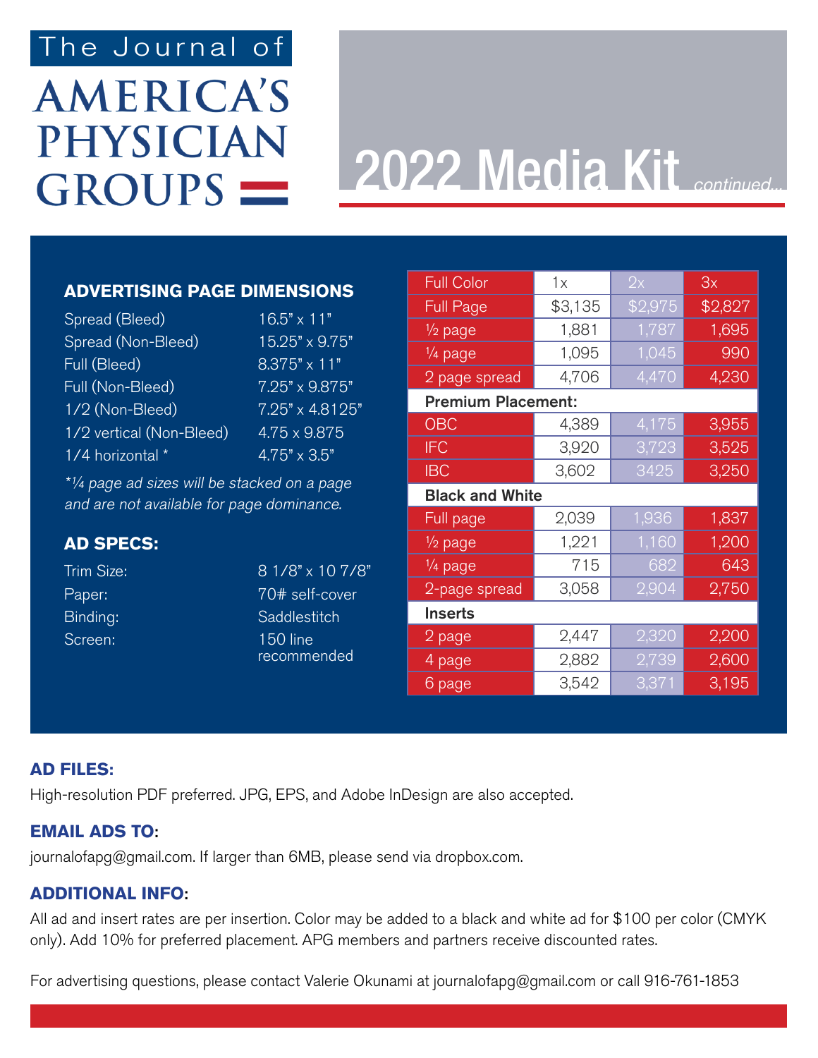# The Journal of AMERICA'S PHYSICIAN GROUPS

# 2022 Media Kit *continued...*

## ADVERTISING PAGE DIMENSIONS

| | |
|---|---|
| Spread (Bleed) | 16.5" x 11" |
| Spread (Non-Bleed) | 15.25" x 9.75" |
| Full (Bleed) | 8.375" x 11" |
| Full (Non-Bleed) | 7.25" x 9.875" |
| 1/2 (Non-Bleed) | 7.25" x 4.8125" |
| 1/2 vertical (Non-Bleed) | 4.75 x 9.875 |
| 1/4 horizontal * | 4.75" x 3.5" |

*\*¼ page ad sizes will be stacked on a page and are not available for page dominance.*

## AD SPECS:

| | |
|---|---|
| Trim Size: | 8 1/8" x 10 7/8" |
| Paper: | 70# self-cover |
| Binding: | Saddlestitch |
| Screen: | 150 line recommended |

| Full Color | 1x | 2x | 3x |
|---|---|---|---|
| Full Page | $3,135 | $2,975 | $2,827 |
| ½ page | 1,881 | 1,787 | 1,695 |
| ¼ page | 1,095 | 1,045 | 990 |
| 2 page spread | 4,706 | 4,470 | 4,230 |
| **Premium Placement:** | | | |
| OBC | 4,389 | 4,175 | 3,955 |
| IFC | 3,920 | 3,723 | 3,525 |
| IBC | 3,602 | 3425 | 3,250 |
| **Black and White** | | | |
| Full page | 2,039 | 1,936 | 1,837 |
| ½ page | 1,221 | 1,160 | 1,200 |
| ¼ page | 715 | 682 | 643 |
| 2-page spread | 3,058 | 2,904 | 2,750 |
| **Inserts** | | | |
| 2 page | 2,447 | 2,320 | 2,200 |
| 4 page | 2,882 | 2,739 | 2,600 |
| 6 page | 3,542 | 3,371 | 3,195 |

## AD FILES:

High-resolution PDF preferred. JPG, EPS, and Adobe InDesign are also accepted.

## EMAIL ADS TO:

journalofapg@gmail.com. If larger than 6MB, please send via dropbox.com.

## ADDITIONAL INFO:

All ad and insert rates are per insertion. Color may be added to a black and white ad for $100 per color (CMYK only). Add 10% for preferred placement. APG members and partners receive discounted rates.

For advertising questions, please contact Valerie Okunami at journalofapg@gmail.com or call 916-761-1853